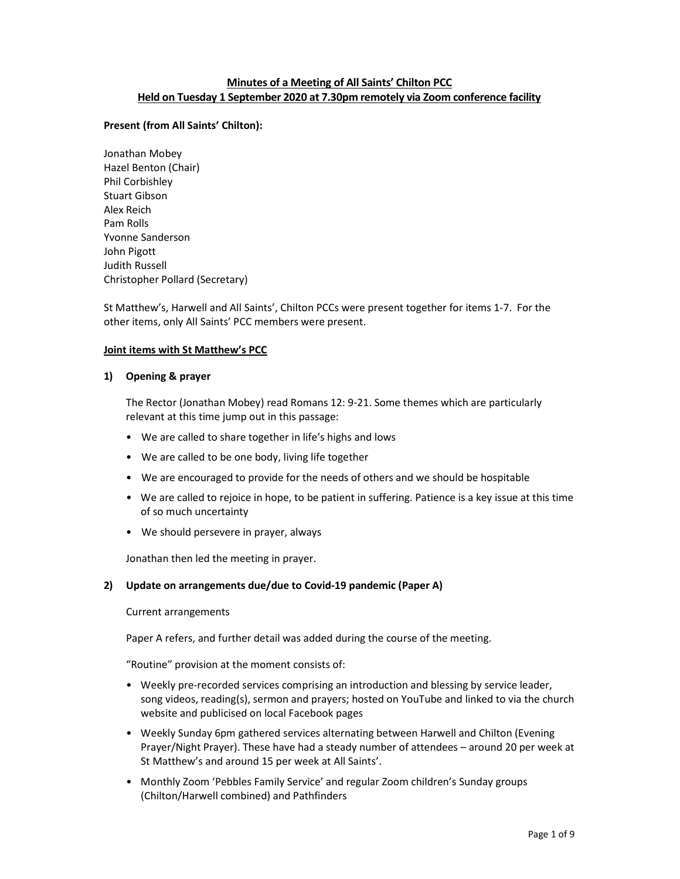**Minutes of a Meeting of All Saints' Chilton PCC**
**Held on Tuesday 1 September 2020 at 7.30pm remotely via Zoom conference facility**

**Present (from All Saints' Chilton):**

Jonathan Mobey
Hazel Benton (Chair)
Phil Corbishley
Stuart Gibson
Alex Reich
Pam Rolls
Yvonne Sanderson
John Pigott
Judith Russell
Christopher Pollard (Secretary)

St Matthew's, Harwell and All Saints', Chilton PCCs were present together for items 1-7. For the other items, only All Saints' PCC members were present.

**Joint items with St Matthew's PCC**

**1) Opening & prayer**

The Rector (Jonathan Mobey) read Romans 12: 9-21. Some themes which are particularly relevant at this time jump out in this passage:

- We are called to share together in life's highs and lows
- We are called to be one body, living life together
- We are encouraged to provide for the needs of others and we should be hospitable
- We are called to rejoice in hope, to be patient in suffering. Patience is a key issue at this time of so much uncertainty
- We should persevere in prayer, always

Jonathan then led the meeting in prayer.

**2) Update on arrangements due/due to Covid-19 pandemic (Paper A)**

Current arrangements

Paper A refers, and further detail was added during the course of the meeting.

"Routine" provision at the moment consists of:

- Weekly pre-recorded services comprising an introduction and blessing by service leader, song videos, reading(s), sermon and prayers; hosted on YouTube and linked to via the church website and publicised on local Facebook pages
- Weekly Sunday 6pm gathered services alternating between Harwell and Chilton (Evening Prayer/Night Prayer). These have had a steady number of attendees – around 20 per week at St Matthew's and around 15 per week at All Saints'.
- Monthly Zoom 'Pebbles Family Service' and regular Zoom children's Sunday groups (Chilton/Harwell combined) and Pathfinders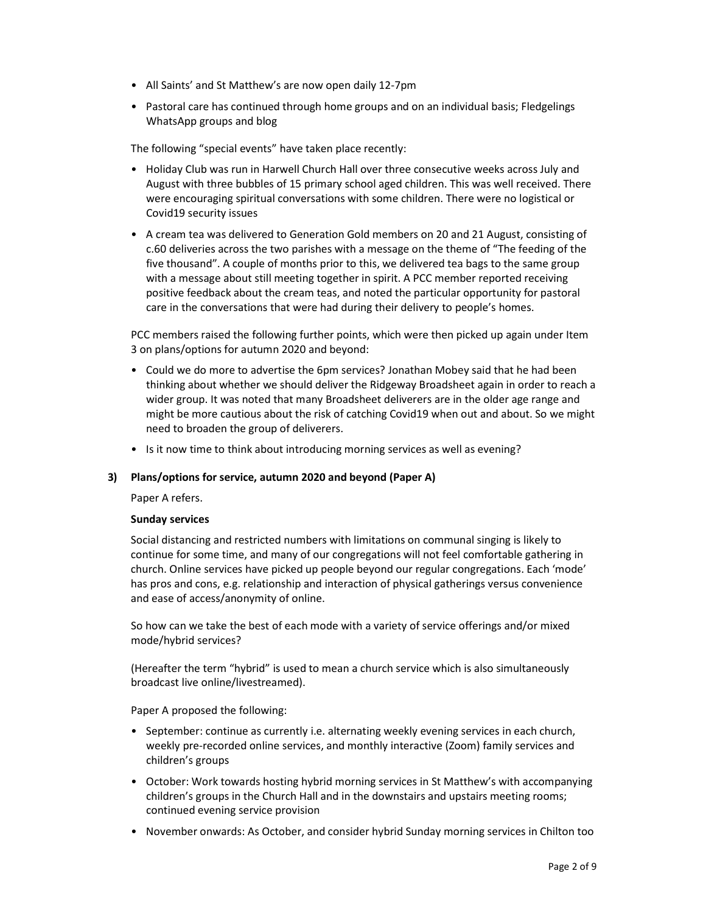- All Saints' and St Matthew's are now open daily 12-7pm
- Pastoral care has continued through home groups and on an individual basis; Fledgelings WhatsApp groups and blog

The following "special events" have taken place recently:

- Holiday Club was run in Harwell Church Hall over three consecutive weeks across July and August with three bubbles of 15 primary school aged children. This was well received. There were encouraging spiritual conversations with some children. There were no logistical or Covid19 security issues
- A cream tea was delivered to Generation Gold members on 20 and 21 August, consisting of c.60 deliveries across the two parishes with a message on the theme of "The feeding of the five thousand". A couple of months prior to this, we delivered tea bags to the same group with a message about still meeting together in spirit. A PCC member reported receiving positive feedback about the cream teas, and noted the particular opportunity for pastoral care in the conversations that were had during their delivery to people's homes.

PCC members raised the following further points, which were then picked up again under Item 3 on plans/options for autumn 2020 and beyond:

- Could we do more to advertise the 6pm services? Jonathan Mobey said that he had been thinking about whether we should deliver the Ridgeway Broadsheet again in order to reach a wider group. It was noted that many Broadsheet deliverers are in the older age range and might be more cautious about the risk of catching Covid19 when out and about. So we might need to broaden the group of deliverers.
- Is it now time to think about introducing morning services as well as evening?

### 3) Plans/options for service, autumn 2020 and beyond (Paper A)

Paper A refers.

**Sunday services**

Social distancing and restricted numbers with limitations on communal singing is likely to continue for some time, and many of our congregations will not feel comfortable gathering in church. Online services have picked up people beyond our regular congregations. Each 'mode' has pros and cons, e.g. relationship and interaction of physical gatherings versus convenience and ease of access/anonymity of online.

So how can we take the best of each mode with a variety of service offerings and/or mixed mode/hybrid services?

(Hereafter the term "hybrid" is used to mean a church service which is also simultaneously broadcast live online/livestreamed).

Paper A proposed the following:

- September: continue as currently i.e. alternating weekly evening services in each church, weekly pre-recorded online services, and monthly interactive (Zoom) family services and children's groups
- October: Work towards hosting hybrid morning services in St Matthew's with accompanying children's groups in the Church Hall and in the downstairs and upstairs meeting rooms; continued evening service provision
- November onwards: As October, and consider hybrid Sunday morning services in Chilton too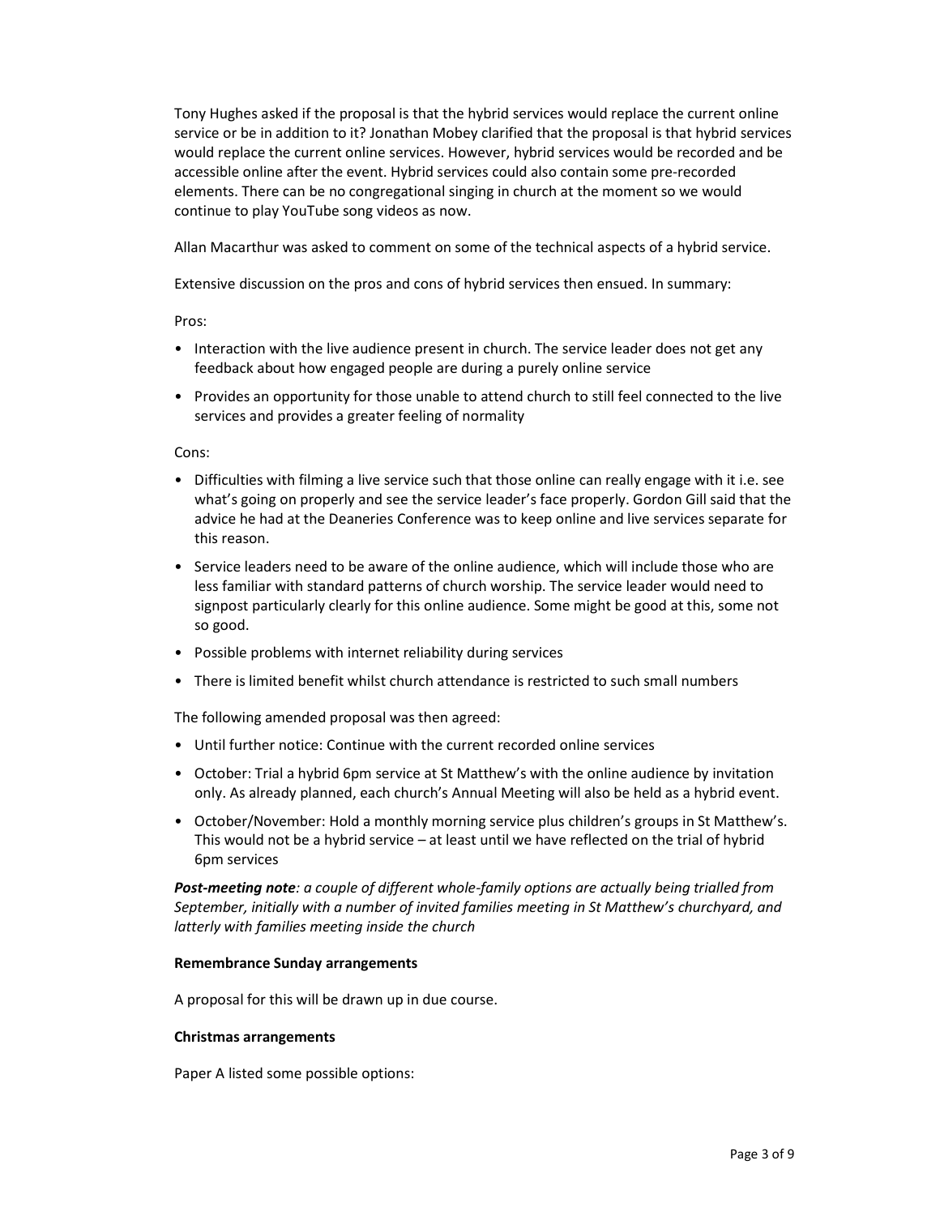Tony Hughes asked if the proposal is that the hybrid services would replace the current online service or be in addition to it? Jonathan Mobey clarified that the proposal is that hybrid services would replace the current online services. However, hybrid services would be recorded and be accessible online after the event. Hybrid services could also contain some pre-recorded elements. There can be no congregational singing in church at the moment so we would continue to play YouTube song videos as now.

Allan Macarthur was asked to comment on some of the technical aspects of a hybrid service.

Extensive discussion on the pros and cons of hybrid services then ensued. In summary:

Pros:

- Interaction with the live audience present in church. The service leader does not get any feedback about how engaged people are during a purely online service
- Provides an opportunity for those unable to attend church to still feel connected to the live services and provides a greater feeling of normality

Cons:

- Difficulties with filming a live service such that those online can really engage with it i.e. see what's going on properly and see the service leader's face properly. Gordon Gill said that the advice he had at the Deaneries Conference was to keep online and live services separate for this reason.
- Service leaders need to be aware of the online audience, which will include those who are less familiar with standard patterns of church worship. The service leader would need to signpost particularly clearly for this online audience. Some might be good at this, some not so good.
- Possible problems with internet reliability during services
- There is limited benefit whilst church attendance is restricted to such small numbers

The following amended proposal was then agreed:

- Until further notice: Continue with the current recorded online services
- October: Trial a hybrid 6pm service at St Matthew's with the online audience by invitation only. As already planned, each church's Annual Meeting will also be held as a hybrid event.
- October/November: Hold a monthly morning service plus children's groups in St Matthew's. This would not be a hybrid service – at least until we have reflected on the trial of hybrid 6pm services

***Post-meeting note**: a couple of different whole-family options are actually being trialled from September, initially with a number of invited families meeting in St Matthew's churchyard, and latterly with families meeting inside the church*

**Remembrance Sunday arrangements**

A proposal for this will be drawn up in due course.

**Christmas arrangements**

Paper A listed some possible options: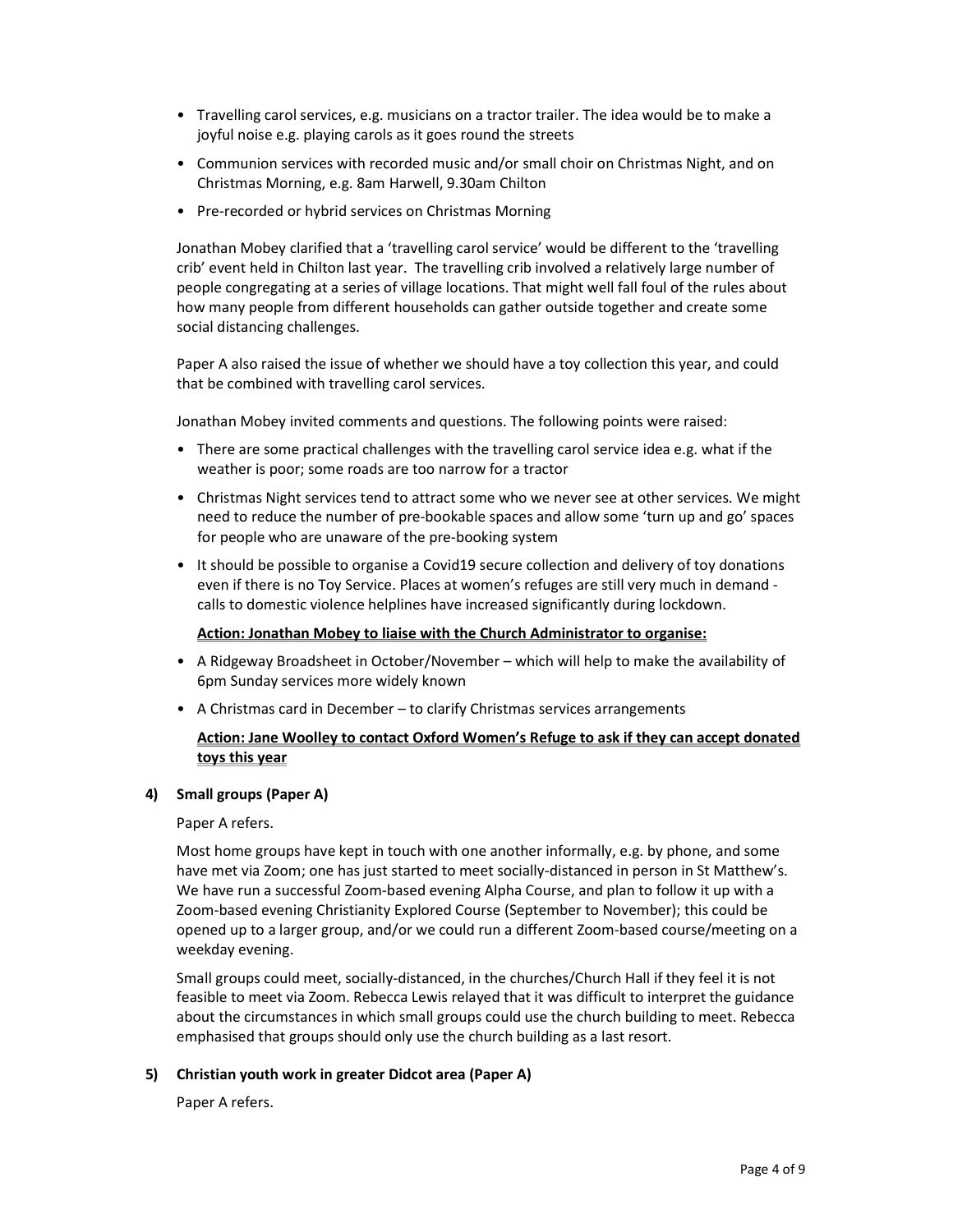- Travelling carol services, e.g. musicians on a tractor trailer. The idea would be to make a joyful noise e.g. playing carols as it goes round the streets
- Communion services with recorded music and/or small choir on Christmas Night, and on Christmas Morning, e.g. 8am Harwell, 9.30am Chilton
- Pre-recorded or hybrid services on Christmas Morning

Jonathan Mobey clarified that a 'travelling carol service' would be different to the 'travelling crib' event held in Chilton last year. The travelling crib involved a relatively large number of people congregating at a series of village locations. That might well fall foul of the rules about how many people from different households can gather outside together and create some social distancing challenges.

Paper A also raised the issue of whether we should have a toy collection this year, and could that be combined with travelling carol services.

Jonathan Mobey invited comments and questions. The following points were raised:

- There are some practical challenges with the travelling carol service idea e.g. what if the weather is poor; some roads are too narrow for a tractor
- Christmas Night services tend to attract some who we never see at other services. We might need to reduce the number of pre-bookable spaces and allow some 'turn up and go' spaces for people who are unaware of the pre-booking system
- It should be possible to organise a Covid19 secure collection and delivery of toy donations even if there is no Toy Service. Places at women's refuges are still very much in demand - calls to domestic violence helplines have increased significantly during lockdown.

**Action: Jonathan Mobey to liaise with the Church Administrator to organise:**

- A Ridgeway Broadsheet in October/November – which will help to make the availability of 6pm Sunday services more widely known
- A Christmas card in December – to clarify Christmas services arrangements

**Action: Jane Woolley to contact Oxford Women's Refuge to ask if they can accept donated toys this year**

**4) Small groups (Paper A)**

Paper A refers.

Most home groups have kept in touch with one another informally, e.g. by phone, and some have met via Zoom; one has just started to meet socially-distanced in person in St Matthew's. We have run a successful Zoom-based evening Alpha Course, and plan to follow it up with a Zoom-based evening Christianity Explored Course (September to November); this could be opened up to a larger group, and/or we could run a different Zoom-based course/meeting on a weekday evening.

Small groups could meet, socially-distanced, in the churches/Church Hall if they feel it is not feasible to meet via Zoom. Rebecca Lewis relayed that it was difficult to interpret the guidance about the circumstances in which small groups could use the church building to meet. Rebecca emphasised that groups should only use the church building as a last resort.

**5) Christian youth work in greater Didcot area (Paper A)**

Paper A refers.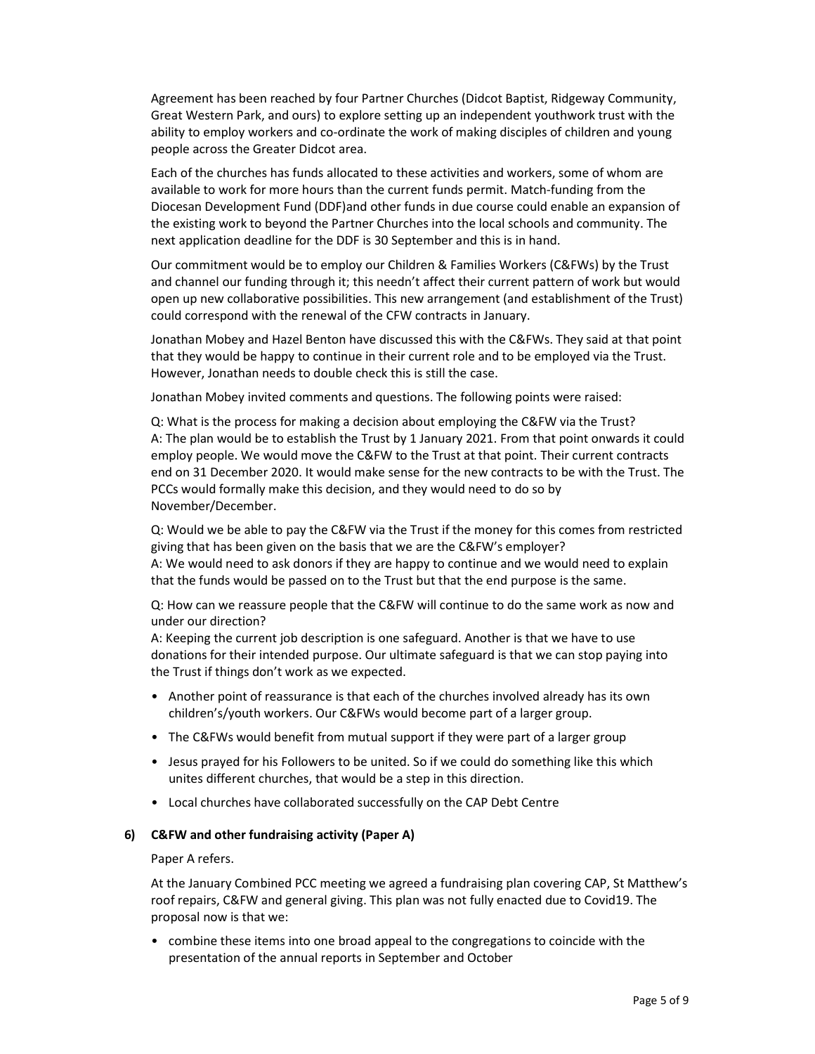Agreement has been reached by four Partner Churches (Didcot Baptist, Ridgeway Community, Great Western Park, and ours) to explore setting up an independent youthwork trust with the ability to employ workers and co-ordinate the work of making disciples of children and young people across the Greater Didcot area.

Each of the churches has funds allocated to these activities and workers, some of whom are available to work for more hours than the current funds permit. Match-funding from the Diocesan Development Fund (DDF)and other funds in due course could enable an expansion of the existing work to beyond the Partner Churches into the local schools and community. The next application deadline for the DDF is 30 September and this is in hand.

Our commitment would be to employ our Children & Families Workers (C&FWs) by the Trust and channel our funding through it; this needn't affect their current pattern of work but would open up new collaborative possibilities. This new arrangement (and establishment of the Trust) could correspond with the renewal of the CFW contracts in January.

Jonathan Mobey and Hazel Benton have discussed this with the C&FWs. They said at that point that they would be happy to continue in their current role and to be employed via the Trust. However, Jonathan needs to double check this is still the case.

Jonathan Mobey invited comments and questions. The following points were raised:

Q: What is the process for making a decision about employing the C&FW via the Trust?
A: The plan would be to establish the Trust by 1 January 2021. From that point onwards it could employ people. We would move the C&FW to the Trust at that point. Their current contracts end on 31 December 2020. It would make sense for the new contracts to be with the Trust. The PCCs would formally make this decision, and they would need to do so by November/December.

Q: Would we be able to pay the C&FW via the Trust if the money for this comes from restricted giving that has been given on the basis that we are the C&FW's employer?
A: We would need to ask donors if they are happy to continue and we would need to explain that the funds would be passed on to the Trust but that the end purpose is the same.

Q: How can we reassure people that the C&FW will continue to do the same work as now and under our direction?
A: Keeping the current job description is one safeguard. Another is that we have to use donations for their intended purpose. Our ultimate safeguard is that we can stop paying into the Trust if things don't work as we expected.

- Another point of reassurance is that each of the churches involved already has its own children's/youth workers. Our C&FWs would become part of a larger group.
- The C&FWs would benefit from mutual support if they were part of a larger group
- Jesus prayed for his Followers to be united. So if we could do something like this which unites different churches, that would be a step in this direction.
- Local churches have collaborated successfully on the CAP Debt Centre

## 6) C&FW and other fundraising activity (Paper A)

Paper A refers.

At the January Combined PCC meeting we agreed a fundraising plan covering CAP, St Matthew's roof repairs, C&FW and general giving. This plan was not fully enacted due to Covid19. The proposal now is that we:

- combine these items into one broad appeal to the congregations to coincide with the presentation of the annual reports in September and October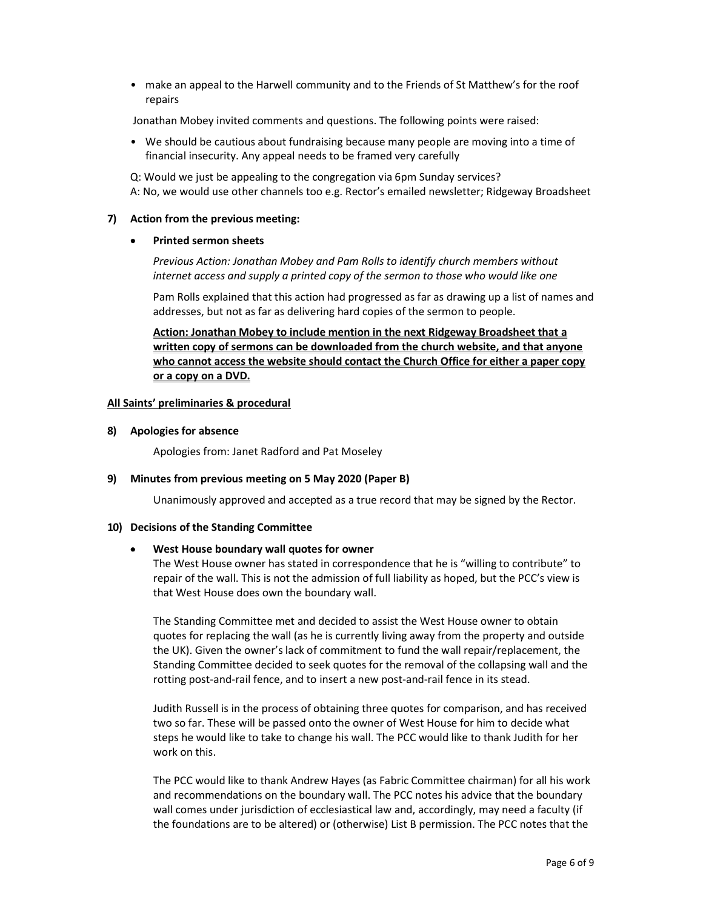- make an appeal to the Harwell community and to the Friends of St Matthew's for the roof repairs

Jonathan Mobey invited comments and questions. The following points were raised:

- We should be cautious about fundraising because many people are moving into a time of financial insecurity. Any appeal needs to be framed very carefully

Q: Would we just be appealing to the congregation via 6pm Sunday services?
A: No, we would use other channels too e.g. Rector's emailed newsletter; Ridgeway Broadsheet

**7) Action from the previous meeting:**

- **Printed sermon sheets**

  *Previous Action: Jonathan Mobey and Pam Rolls to identify church members without internet access and supply a printed copy of the sermon to those who would like one*

  Pam Rolls explained that this action had progressed as far as drawing up a list of names and addresses, but not as far as delivering hard copies of the sermon to people.

  **Action: Jonathan Mobey to include mention in the next Ridgeway Broadsheet that a written copy of sermons can be downloaded from the church website, and that anyone who cannot access the website should contact the Church Office for either a paper copy or a copy on a DVD.**

**All Saints' preliminaries & procedural**

**8) Apologies for absence**

Apologies from: Janet Radford and Pat Moseley

**9) Minutes from previous meeting on 5 May 2020 (Paper B)**

Unanimously approved and accepted as a true record that may be signed by the Rector.

**10) Decisions of the Standing Committee**

- **West House boundary wall quotes for owner**

  The West House owner has stated in correspondence that he is "willing to contribute" to repair of the wall. This is not the admission of full liability as hoped, but the PCC's view is that West House does own the boundary wall.

  The Standing Committee met and decided to assist the West House owner to obtain quotes for replacing the wall (as he is currently living away from the property and outside the UK). Given the owner's lack of commitment to fund the wall repair/replacement, the Standing Committee decided to seek quotes for the removal of the collapsing wall and the rotting post-and-rail fence, and to insert a new post-and-rail fence in its stead.

  Judith Russell is in the process of obtaining three quotes for comparison, and has received two so far. These will be passed onto the owner of West House for him to decide what steps he would like to take to change his wall. The PCC would like to thank Judith for her work on this.

  The PCC would like to thank Andrew Hayes (as Fabric Committee chairman) for all his work and recommendations on the boundary wall. The PCC notes his advice that the boundary wall comes under jurisdiction of ecclesiastical law and, accordingly, may need a faculty (if the foundations are to be altered) or (otherwise) List B permission. The PCC notes that the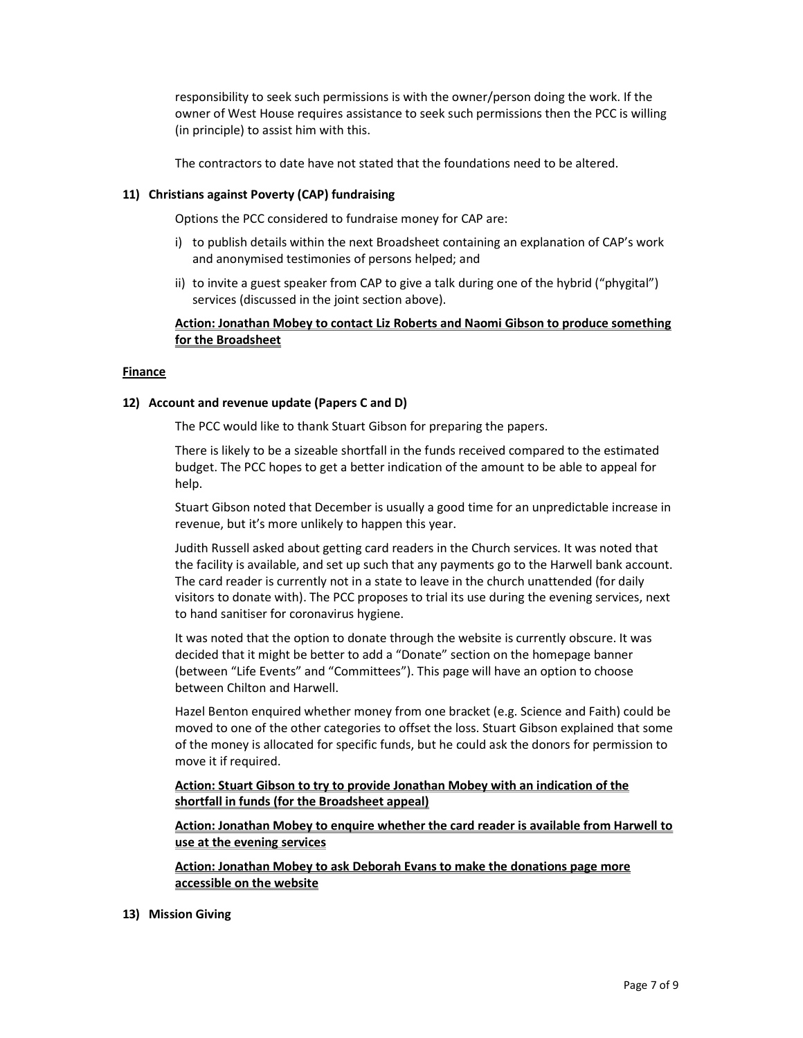responsibility to seek such permissions is with the owner/person doing the work. If the owner of West House requires assistance to seek such permissions then the PCC is willing (in principle) to assist him with this.

The contractors to date have not stated that the foundations need to be altered.

**11) Christians against Poverty (CAP) fundraising**

Options the PCC considered to fundraise money for CAP are:

i) to publish details within the next Broadsheet containing an explanation of CAP's work and anonymised testimonies of persons helped; and

ii) to invite a guest speaker from CAP to give a talk during one of the hybrid ("phygital") services (discussed in the joint section above).

**Action: Jonathan Mobey to contact Liz Roberts and Naomi Gibson to produce something for the Broadsheet**

**Finance**

**12) Account and revenue update (Papers C and D)**

The PCC would like to thank Stuart Gibson for preparing the papers.

There is likely to be a sizeable shortfall in the funds received compared to the estimated budget. The PCC hopes to get a better indication of the amount to be able to appeal for help.

Stuart Gibson noted that December is usually a good time for an unpredictable increase in revenue, but it's more unlikely to happen this year.

Judith Russell asked about getting card readers in the Church services. It was noted that the facility is available, and set up such that any payments go to the Harwell bank account. The card reader is currently not in a state to leave in the church unattended (for daily visitors to donate with). The PCC proposes to trial its use during the evening services, next to hand sanitiser for coronavirus hygiene.

It was noted that the option to donate through the website is currently obscure. It was decided that it might be better to add a "Donate" section on the homepage banner (between "Life Events" and "Committees"). This page will have an option to choose between Chilton and Harwell.

Hazel Benton enquired whether money from one bracket (e.g. Science and Faith) could be moved to one of the other categories to offset the loss. Stuart Gibson explained that some of the money is allocated for specific funds, but he could ask the donors for permission to move it if required.

**Action: Stuart Gibson to try to provide Jonathan Mobey with an indication of the shortfall in funds (for the Broadsheet appeal)**

**Action: Jonathan Mobey to enquire whether the card reader is available from Harwell to use at the evening services**

**Action: Jonathan Mobey to ask Deborah Evans to make the donations page more accessible on the website**

**13) Mission Giving**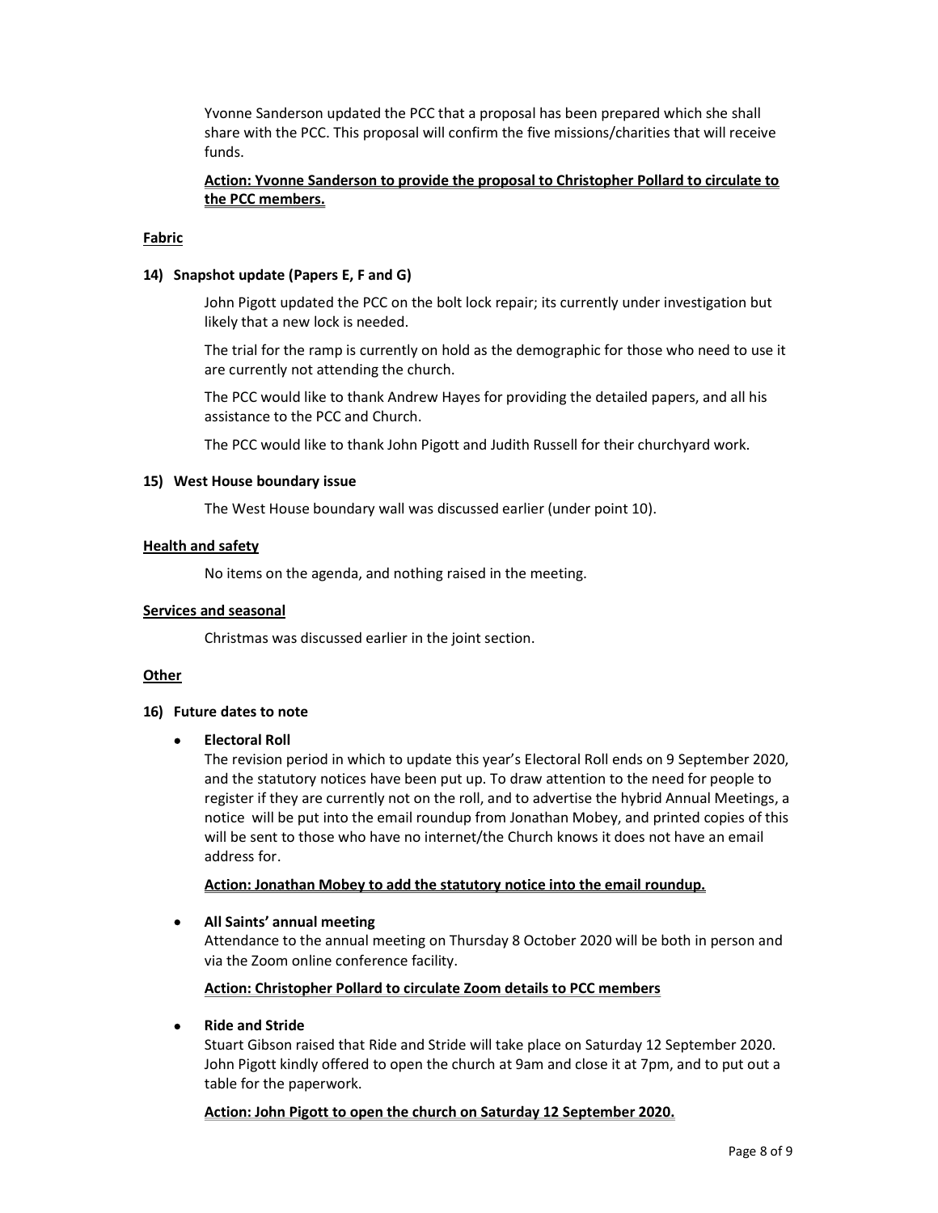Yvonne Sanderson updated the PCC that a proposal has been prepared which she shall share with the PCC. This proposal will confirm the five missions/charities that will receive funds.

**Action: Yvonne Sanderson to provide the proposal to Christopher Pollard to circulate to the PCC members.**

**Fabric**

**14) Snapshot update (Papers E, F and G)**

John Pigott updated the PCC on the bolt lock repair; its currently under investigation but likely that a new lock is needed.

The trial for the ramp is currently on hold as the demographic for those who need to use it are currently not attending the church.

The PCC would like to thank Andrew Hayes for providing the detailed papers, and all his assistance to the PCC and Church.

The PCC would like to thank John Pigott and Judith Russell for their churchyard work.

**15) West House boundary issue**

The West House boundary wall was discussed earlier (under point 10).

**Health and safety**

No items on the agenda, and nothing raised in the meeting.

**Services and seasonal**

Christmas was discussed earlier in the joint section.

**Other**

**16) Future dates to note**

- **Electoral Roll**
  The revision period in which to update this year's Electoral Roll ends on 9 September 2020, and the statutory notices have been put up. To draw attention to the need for people to register if they are currently not on the roll, and to advertise the hybrid Annual Meetings, a notice will be put into the email roundup from Jonathan Mobey, and printed copies of this will be sent to those who have no internet/the Church knows it does not have an email address for.

  **Action: Jonathan Mobey to add the statutory notice into the email roundup.**

- **All Saints' annual meeting**
  Attendance to the annual meeting on Thursday 8 October 2020 will be both in person and via the Zoom online conference facility.

  **Action: Christopher Pollard to circulate Zoom details to PCC members**

- **Ride and Stride**
  Stuart Gibson raised that Ride and Stride will take place on Saturday 12 September 2020. John Pigott kindly offered to open the church at 9am and close it at 7pm, and to put out a table for the paperwork.

  **Action: John Pigott to open the church on Saturday 12 September 2020.**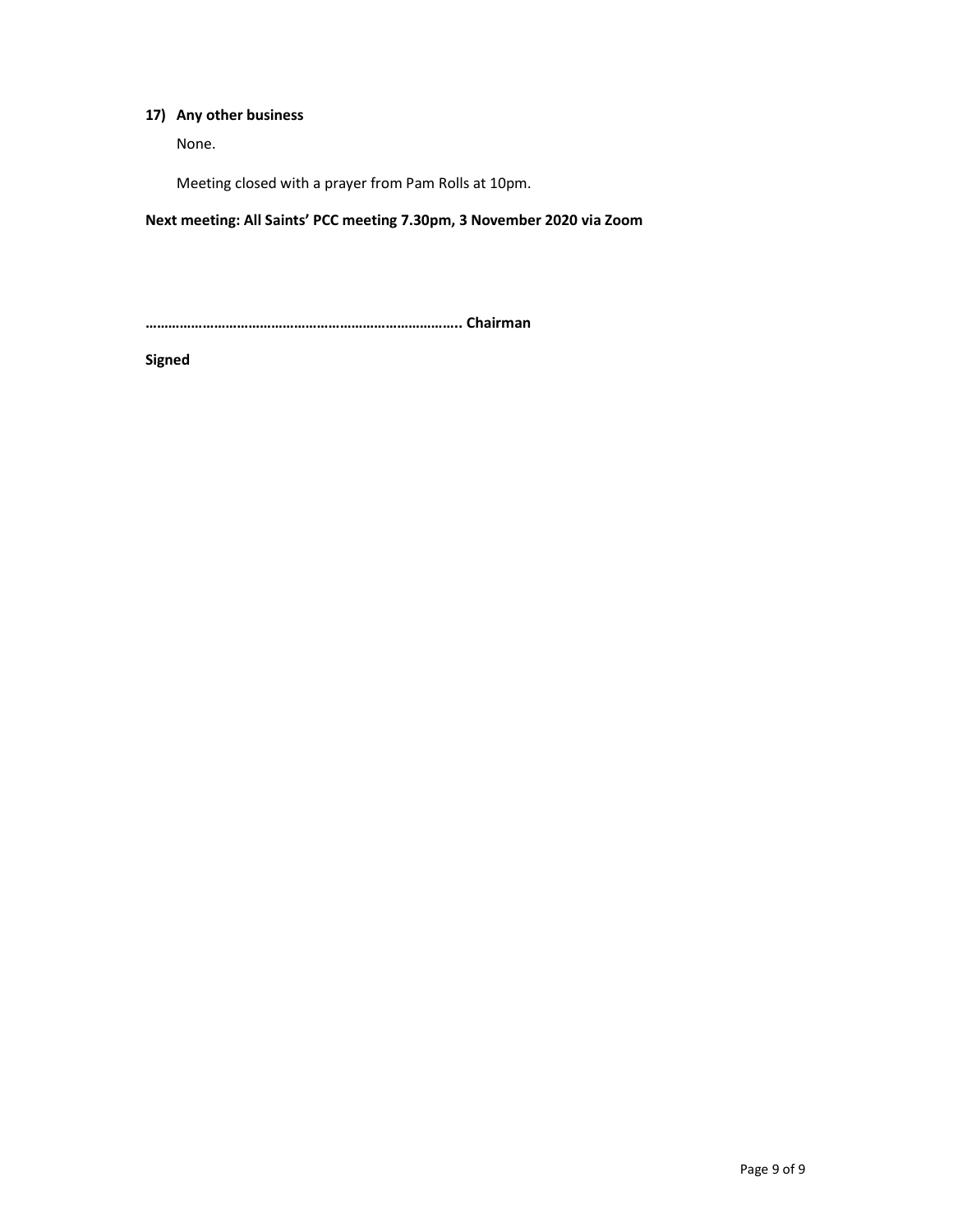**17) Any other business**

None.

Meeting closed with a prayer from Pam Rolls at 10pm.

**Next meeting: All Saints' PCC meeting 7.30pm, 3 November 2020 via Zoom**

**……………………………………………………………………….. Chairman**

**Signed**